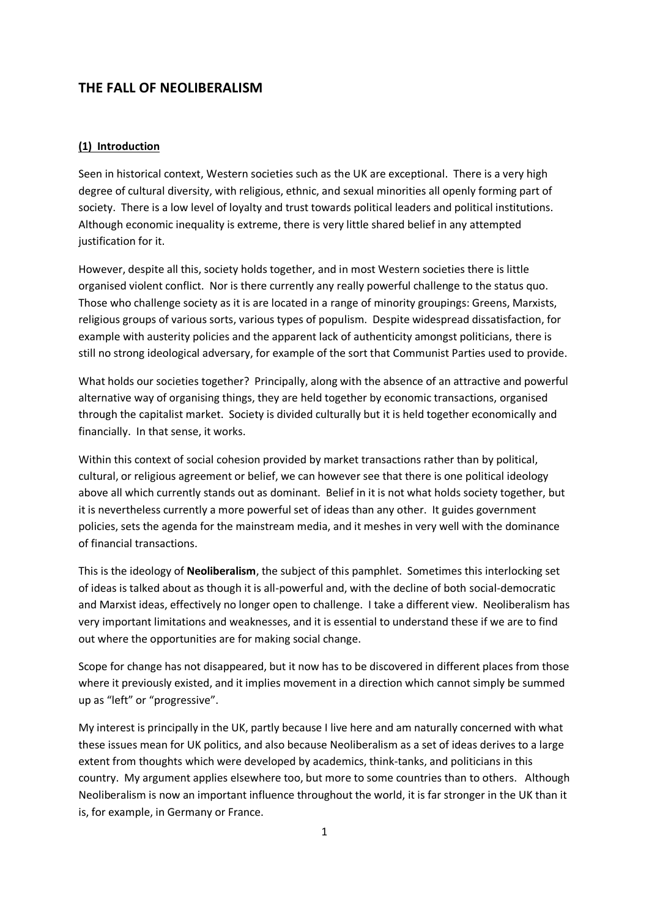# THE FALL OF NEOLIBERALISM

## (1) Introduction

Seen in historical context, Western societies such as the UK are exceptional. There is a very high degree of cultural diversity, with religious, ethnic, and sexual minorities all openly forming part of society. There is a low level of loyalty and trust towards political leaders and political institutions. Although economic inequality is extreme, there is very little shared belief in any attempted justification for it.

However, despite all this, society holds together, and in most Western societies there is little organised violent conflict. Nor is there currently any really powerful challenge to the status quo. Those who challenge society as it is are located in a range of minority groupings: Greens, Marxists, religious groups of various sorts, various types of populism. Despite widespread dissatisfaction, for example with austerity policies and the apparent lack of authenticity amongst politicians, there is still no strong ideological adversary, for example of the sort that Communist Parties used to provide.

What holds our societies together? Principally, along with the absence of an attractive and powerful alternative way of organising things, they are held together by economic transactions, organised through the capitalist market. Society is divided culturally but it is held together economically and financially. In that sense, it works.

Within this context of social cohesion provided by market transactions rather than by political, cultural, or religious agreement or belief, we can however see that there is one political ideology above all which currently stands out as dominant. Belief in it is not what holds society together, but it is nevertheless currently a more powerful set of ideas than any other. It guides government policies, sets the agenda for the mainstream media, and it meshes in very well with the dominance of financial transactions.

This is the ideology of **Neoliberalism**, the subject of this pamphlet. Sometimes this interlocking set of ideas is talked about as though it is all-powerful and, with the decline of both social-democratic and Marxist ideas, effectively no longer open to challenge. I take a different view. Neoliberalism has very important limitations and weaknesses, and it is essential to understand these if we are to find out where the opportunities are for making social change.

Scope for change has not disappeared, but it now has to be discovered in different places from those where it previously existed, and it implies movement in a direction which cannot simply be summed up as "left" or "progressive".

My interest is principally in the UK, partly because I live here and am naturally concerned with what these issues mean for UK politics, and also because Neoliberalism as a set of ideas derives to a large extent from thoughts which were developed by academics, think-tanks, and politicians in this country. My argument applies elsewhere too, but more to some countries than to others. Although Neoliberalism is now an important influence throughout the world, it is far stronger in the UK than it is, for example, in Germany or France.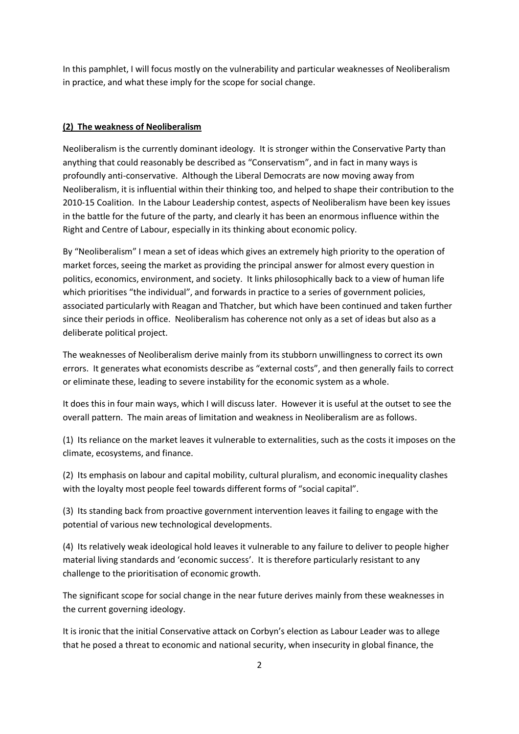In this pamphlet, I will focus mostly on the vulnerability and particular weaknesses of Neoliberalism in practice, and what these imply for the scope for social change.

## **(2) The weakness of Neoliberalism**

Neoliberalism is the currently dominant ideology. It is stronger within the Conservative Party than anything that could reasonably be described as "Conservatism", and in fact in many ways is profoundly anti-conservative. Although the Liberal Democrats are now moving away from Neoliberalism, it is influential within their thinking too, and helped to shape their contribution to the 2010-15 Coalition. In the Labour Leadership contest, aspects of Neoliberalism have been key issues in the battle for the future of the party, and clearly it has been an enormous influence within the Right and Centre of Labour, especially in its thinking about economic policy.

By "Neoliberalism" I mean a set of ideas which gives an extremely high priority to the operation of market forces, seeing the market as providing the principal answer for almost every question in politics, economics, environment, and society. It links philosophically back to a view of human life which prioritises "the individual", and forwards in practice to a series of government policies, associated particularly with Reagan and Thatcher, but which have been continued and taken further since their periods in office. Neoliberalism has coherence not only as a set of ideas but also as a deliberate political project.

The weaknesses of Neoliberalism derive mainly from its stubborn unwillingness to correct its own errors. It generates what economists describe as "external costs", and then generally fails to correct or eliminate these, leading to severe instability for the economic system as a whole.

It does this in four main ways, which I will discuss later. However it is useful at the outset to see the overall pattern. The main areas of limitation and weakness in Neoliberalism are as follows.

(1) Its reliance on the market leaves it vulnerable to externalities, such as the costs it imposes on the climate, ecosystems, and finance.

(2) Its emphasis on labour and capital mobility, cultural pluralism, and economic inequality clashes with the loyalty most people feel towards different forms of "social capital".

(3) Its standing back from proactive government intervention leaves it failing to engage with the potential of various new technological developments.

(4) Its relatively weak ideological hold leaves it vulnerable to any failure to deliver to people higher material living standards and 'economic success'. It is therefore particularly resistant to any challenge to the prioritisation of economic growth.

The significant scope for social change in the near future derives mainly from these weaknesses in the current governing ideology.

It is ironic that the initial Conservative attack on Corbyn's election as Labour Leader was to allege that he posed a threat to economic and national security, when insecurity in global finance, the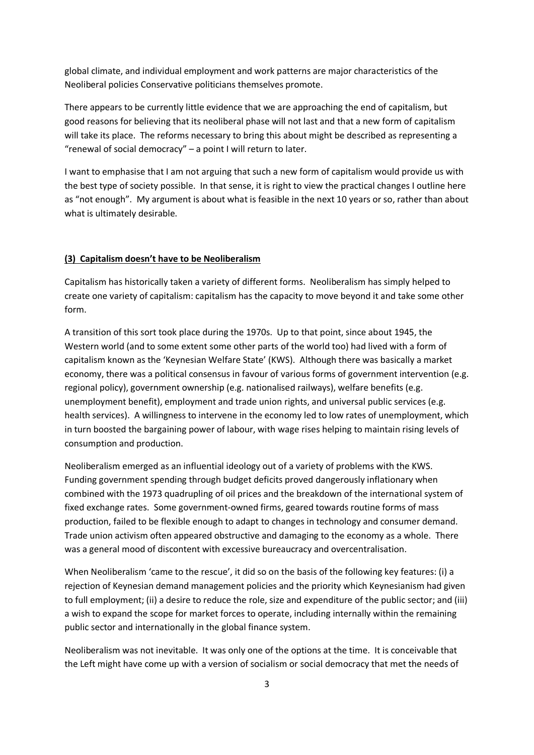global climate, and individual employment and work patterns are major characteristics of the Neoliberal policies Conservative politicians themselves promote.

There appears to be currently little evidence that we are approaching the end of capitalism, but good reasons for believing that its neoliberal phase will not last and that a new form of capitalism will take its place. The reforms necessary to bring this about might be described as representing a "renewal of social democracy" – a point I will return to later.

I want to emphasise that I am not arguing that such a new form of capitalism would provide us with the best type of society possible. In that sense, it is right to view the practical changes I outline here as "not enough". My argument is about what is feasible in the next 10 years or so, rather than about what is ultimately desirable.

## (3) Capitalism doesn't have to be Neoliberalism

Capitalism has historically taken a variety of different forms. Neoliberalism has simply helped to create one variety of capitalism: capitalism has the capacity to move beyond it and take some other form.

A transition of this sort took place during the 1970s. Up to that point, since about 1945, the Western world (and to some extent some other parts of the world too) had lived with a form of capitalism known as the 'Keynesian Welfare State' (KWS). Although there was basically a market economy, there was a political consensus in favour of various forms of government intervention (e.g. regional policy), government ownership (e.g. nationalised railways), welfare benefits (e.g. unemployment benefit), employment and trade union rights, and universal public services (e.g. health services). A willingness to intervene in the economy led to low rates of unemployment, which in turn boosted the bargaining power of labour, with wage rises helping to maintain rising levels of consumption and production.

Neoliberalism emerged as an influential ideology out of a variety of problems with the KWS. Funding government spending through budget deficits proved dangerously inflationary when combined with the 1973 quadrupling of oil prices and the breakdown of the international system of fixed exchange rates. Some government-owned firms, geared towards routine forms of mass production, failed to be flexible enough to adapt to changes in technology and consumer demand. Trade union activism often appeared obstructive and damaging to the economy as a whole. There was a general mood of discontent with excessive bureaucracy and overcentralisation.

When Neoliberalism 'came to the rescue', it did so on the basis of the following key features: (i) a rejection of Keynesian demand management policies and the priority which Keynesianism had given to full employment; (ii) a desire to reduce the role, size and expenditure of the public sector; and (iii) a wish to expand the scope for market forces to operate, including internally within the remaining public sector and internationally in the global finance system.

Neoliberalism was not inevitable. It was only one of the options at the time. It is conceivable that the Left might have come up with a version of socialism or social democracy that met the needs of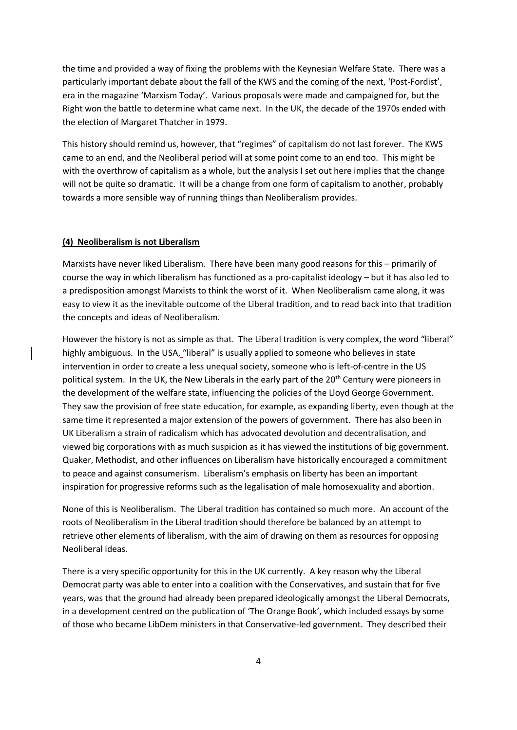the time and provided a way of fixing the problems with the Keynesian Welfare State. There was a particularly important debate about the fall of the KWS and the coming of the next, 'Post-Fordist', era in the magazine 'Marxism Today'. Various proposals were made and campaigned for, but the Right won the battle to determine what came next. In the UK, the decade of the 1970s ended with the election of Margaret Thatcher in 1979.

This history should remind us, however, that "regimes" of capitalism do not last forever. The KWS came to an end, and the Neoliberal period will at some point come to an end too. This might be with the overthrow of capitalism as a whole, but the analysis I set out here implies that the change will not be quite so dramatic. It will be a change from one form of capitalism to another, probably towards a more sensible way of running things than Neoliberalism provides.

**(4) Neoliberalism is not Liberalism**

Marxists have never liked Liberalism. There have been many good reasons for this – primarily of course the way in which liberalism has functioned as a pro-capitalist ideology – but it has also led to a predisposition amongst Marxists to think the worst of it. When Neoliberalism came along, it was easy to view it as the inevitable outcome of the Liberal tradition, and to read back into that tradition the concepts and ideas of Neoliberalism.

However the history is not as simple as that. The Liberal tradition is very complex, the word "liberal" highly ambiguous. In the USA, "liberal" is usually applied to someone who believes in state intervention in order to create a less unequal society, someone who is left-of-centre in the US political system. In the UK, the New Liberals in the early part of the 20th Century were pioneers in the development of the welfare state, influencing the policies of the Lloyd George Government. They saw the provision of free state education, for example, as expanding liberty, even though at the same time it represented a major extension of the powers of government. There has also been in UK Liberalism a strain of radicalism which has advocated devolution and decentralisation, and viewed big corporations with as much suspicion as it has viewed the institutions of big government. Quaker, Methodist, and other influences on Liberalism have historically encouraged a commitment to peace and against consumerism. Liberalism's emphasis on liberty has been an important inspiration for progressive reforms such as the legalisation of male homosexuality and abortion.

None of this is Neoliberalism. The Liberal tradition has contained so much more. An account of the roots of Neoliberalism in the Liberal tradition should therefore be balanced by an attempt to retrieve other elements of liberalism, with the aim of drawing on them as resources for opposing Neoliberal ideas.

There is a very specific opportunity for this in the UK currently. A key reason why the Liberal Democrat party was able to enter into a coalition with the Conservatives, and sustain that for five years, was that the ground had already been prepared ideologically amongst the Liberal Democrats, in a development centred on the publication of 'The Orange Book', which included essays by some of those who became LibDem ministers in that Conservative-led government. They described their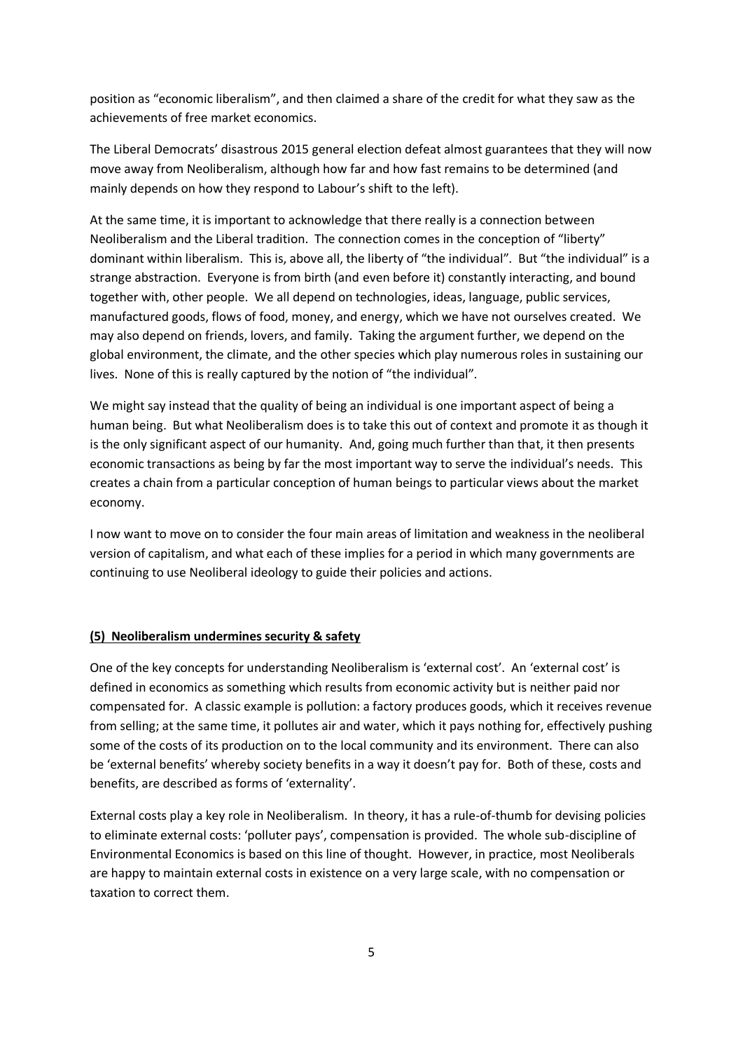position as "economic liberalism", and then claimed a share of the credit for what they saw as the achievements of free market economics.

The Liberal Democrats' disastrous 2015 general election defeat almost guarantees that they will now move away from Neoliberalism, although how far and how fast remains to be determined (and mainly depends on how they respond to Labour's shift to the left).

At the same time, it is important to acknowledge that there really is a connection between Neoliberalism and the Liberal tradition. The connection comes in the conception of "liberty" dominant within liberalism. This is, above all, the liberty of "the individual". But "the individual" is a strange abstraction. Everyone is from birth (and even before it) constantly interacting, and bound together with, other people. We all depend on technologies, ideas, language, public services, manufactured goods, flows of food, money, and energy, which we have not ourselves created. We may also depend on friends, lovers, and family. Taking the argument further, we depend on the global environment, the climate, and the other species which play numerous roles in sustaining our lives. None of this is really captured by the notion of "the individual".

We might say instead that the quality of being an individual is one important aspect of being a human being. But what Neoliberalism does is to take this out of context and promote it as though it is the only significant aspect of our humanity. And, going much further than that, it then presents economic transactions as being by far the most important way to serve the individual's needs. This creates a chain from a particular conception of human beings to particular views about the market economy.

I now want to move on to consider the four main areas of limitation and weakness in the neoliberal version of capitalism, and what each of these implies for a period in which many governments are continuing to use Neoliberal ideology to guide their policies and actions.

**(5) Neoliberalism undermines security & safety**

One of the key concepts for understanding Neoliberalism is 'external cost'. An 'external cost' is defined in economics as something which results from economic activity but is neither paid nor compensated for. A classic example is pollution: a factory produces goods, which it receives revenue from selling; at the same time, it pollutes air and water, which it pays nothing for, effectively pushing some of the costs of its production on to the local community and its environment. There can also be 'external benefits' whereby society benefits in a way it doesn't pay for. Both of these, costs and benefits, are described as forms of 'externality'.

External costs play a key role in Neoliberalism. In theory, it has a rule-of-thumb for devising policies to eliminate external costs: 'polluter pays', compensation is provided. The whole sub-discipline of Environmental Economics is based on this line of thought. However, in practice, most Neoliberals are happy to maintain external costs in existence on a very large scale, with no compensation or taxation to correct them.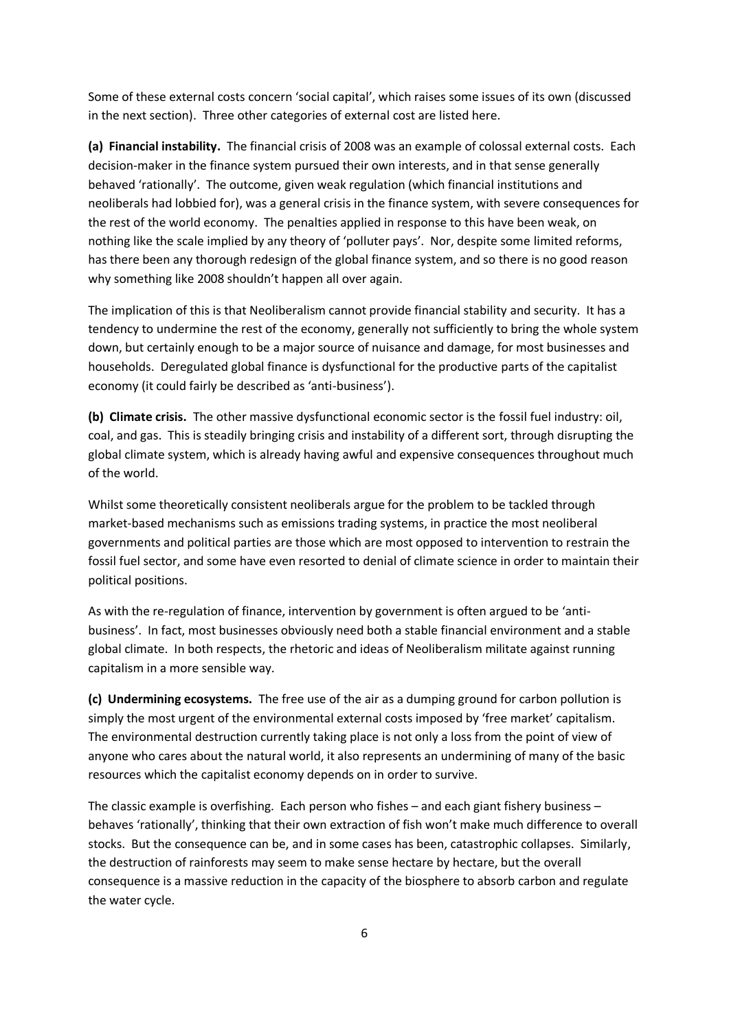Some of these external costs concern 'social capital', which raises some issues of its own (discussed in the next section). Three other categories of external cost are listed here.

**(a) Financial instability.** The financial crisis of 2008 was an example of colossal external costs. Each decision-maker in the finance system pursued their own interests, and in that sense generally behaved 'rationally'. The outcome, given weak regulation (which financial institutions and neoliberals had lobbied for), was a general crisis in the finance system, with severe consequences for the rest of the world economy. The penalties applied in response to this have been weak, on nothing like the scale implied by any theory of 'polluter pays'. Nor, despite some limited reforms, has there been any thorough redesign of the global finance system, and so there is no good reason why something like 2008 shouldn't happen all over again.

The implication of this is that Neoliberalism cannot provide financial stability and security. It has a tendency to undermine the rest of the economy, generally not sufficiently to bring the whole system down, but certainly enough to be a major source of nuisance and damage, for most businesses and households. Deregulated global finance is dysfunctional for the productive parts of the capitalist economy (it could fairly be described as 'anti-business').

**(b) Climate crisis.** The other massive dysfunctional economic sector is the fossil fuel industry: oil, coal, and gas. This is steadily bringing crisis and instability of a different sort, through disrupting the global climate system, which is already having awful and expensive consequences throughout much of the world.

Whilst some theoretically consistent neoliberals argue for the problem to be tackled through market-based mechanisms such as emissions trading systems, in practice the most neoliberal governments and political parties are those which are most opposed to intervention to restrain the fossil fuel sector, and some have even resorted to denial of climate science in order to maintain their political positions.

As with the re-regulation of finance, intervention by government is often argued to be 'anti-business'. In fact, most businesses obviously need both a stable financial environment and a stable global climate. In both respects, the rhetoric and ideas of Neoliberalism militate against running capitalism in a more sensible way.

**(c) Undermining ecosystems.** The free use of the air as a dumping ground for carbon pollution is simply the most urgent of the environmental external costs imposed by 'free market' capitalism. The environmental destruction currently taking place is not only a loss from the point of view of anyone who cares about the natural world, it also represents an undermining of many of the basic resources which the capitalist economy depends on in order to survive.

The classic example is overfishing. Each person who fishes – and each giant fishery business – behaves 'rationally', thinking that their own extraction of fish won't make much difference to overall stocks. But the consequence can be, and in some cases has been, catastrophic collapses. Similarly, the destruction of rainforests may seem to make sense hectare by hectare, but the overall consequence is a massive reduction in the capacity of the biosphere to absorb carbon and regulate the water cycle.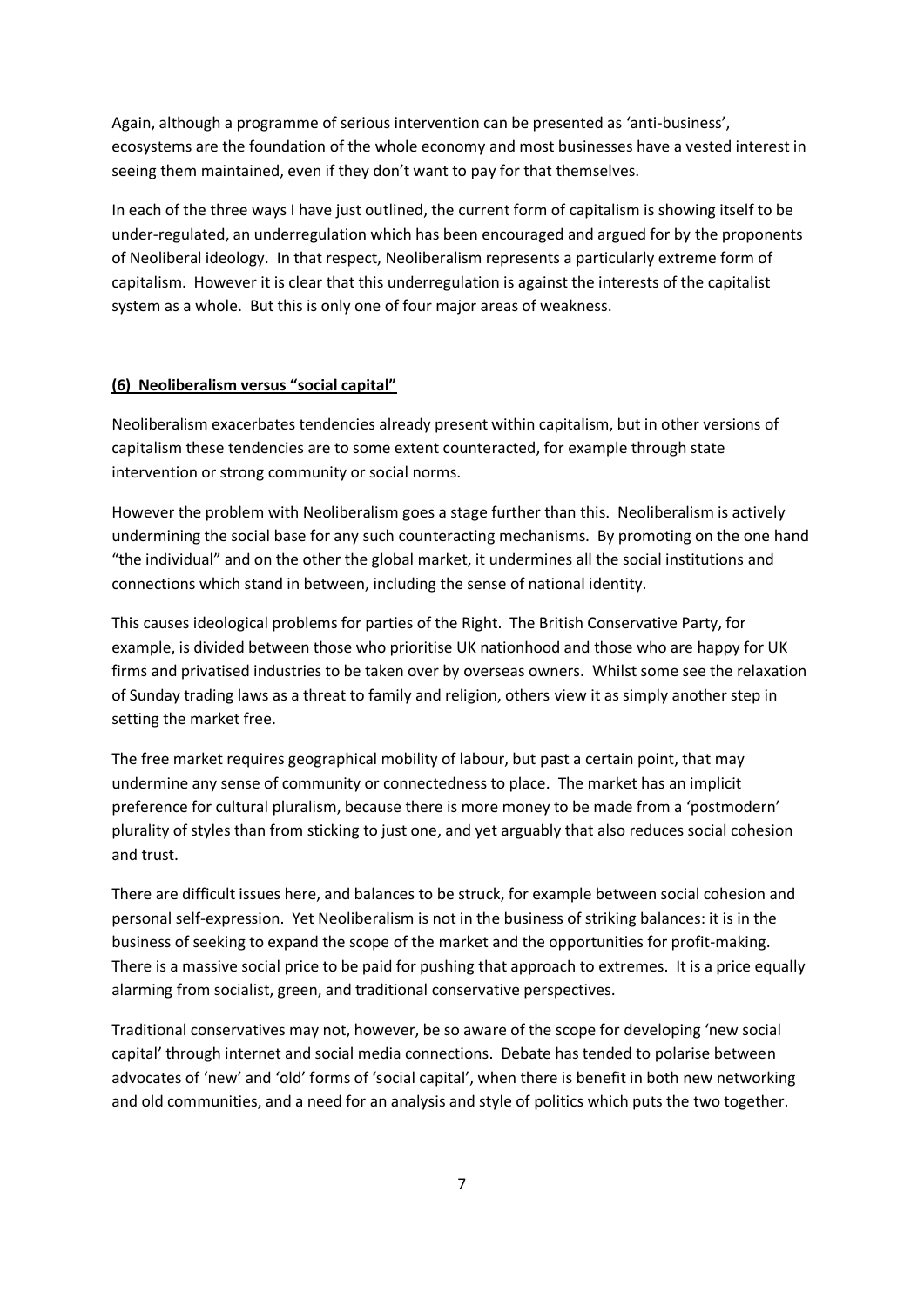Again, although a programme of serious intervention can be presented as 'anti-business', ecosystems are the foundation of the whole economy and most businesses have a vested interest in seeing them maintained, even if they don't want to pay for that themselves.

In each of the three ways I have just outlined, the current form of capitalism is showing itself to be under-regulated, an underregulation which has been encouraged and argued for by the proponents of Neoliberal ideology. In that respect, Neoliberalism represents a particularly extreme form of capitalism. However it is clear that this underregulation is against the interests of the capitalist system as a whole. But this is only one of four major areas of weakness.

## (6) Neoliberalism versus "social capital"

Neoliberalism exacerbates tendencies already present within capitalism, but in other versions of capitalism these tendencies are to some extent counteracted, for example through state intervention or strong community or social norms.

However the problem with Neoliberalism goes a stage further than this. Neoliberalism is actively undermining the social base for any such counteracting mechanisms. By promoting on the one hand "the individual" and on the other the global market, it undermines all the social institutions and connections which stand in between, including the sense of national identity.

This causes ideological problems for parties of the Right. The British Conservative Party, for example, is divided between those who prioritise UK nationhood and those who are happy for UK firms and privatised industries to be taken over by overseas owners. Whilst some see the relaxation of Sunday trading laws as a threat to family and religion, others view it as simply another step in setting the market free.

The free market requires geographical mobility of labour, but past a certain point, that may undermine any sense of community or connectedness to place. The market has an implicit preference for cultural pluralism, because there is more money to be made from a 'postmodern' plurality of styles than from sticking to just one, and yet arguably that also reduces social cohesion and trust.

There are difficult issues here, and balances to be struck, for example between social cohesion and personal self-expression. Yet Neoliberalism is not in the business of striking balances: it is in the business of seeking to expand the scope of the market and the opportunities for profit-making. There is a massive social price to be paid for pushing that approach to extremes. It is a price equally alarming from socialist, green, and traditional conservative perspectives.

Traditional conservatives may not, however, be so aware of the scope for developing 'new social capital' through internet and social media connections. Debate has tended to polarise between advocates of 'new' and 'old' forms of 'social capital', when there is benefit in both new networking and old communities, and a need for an analysis and style of politics which puts the two together.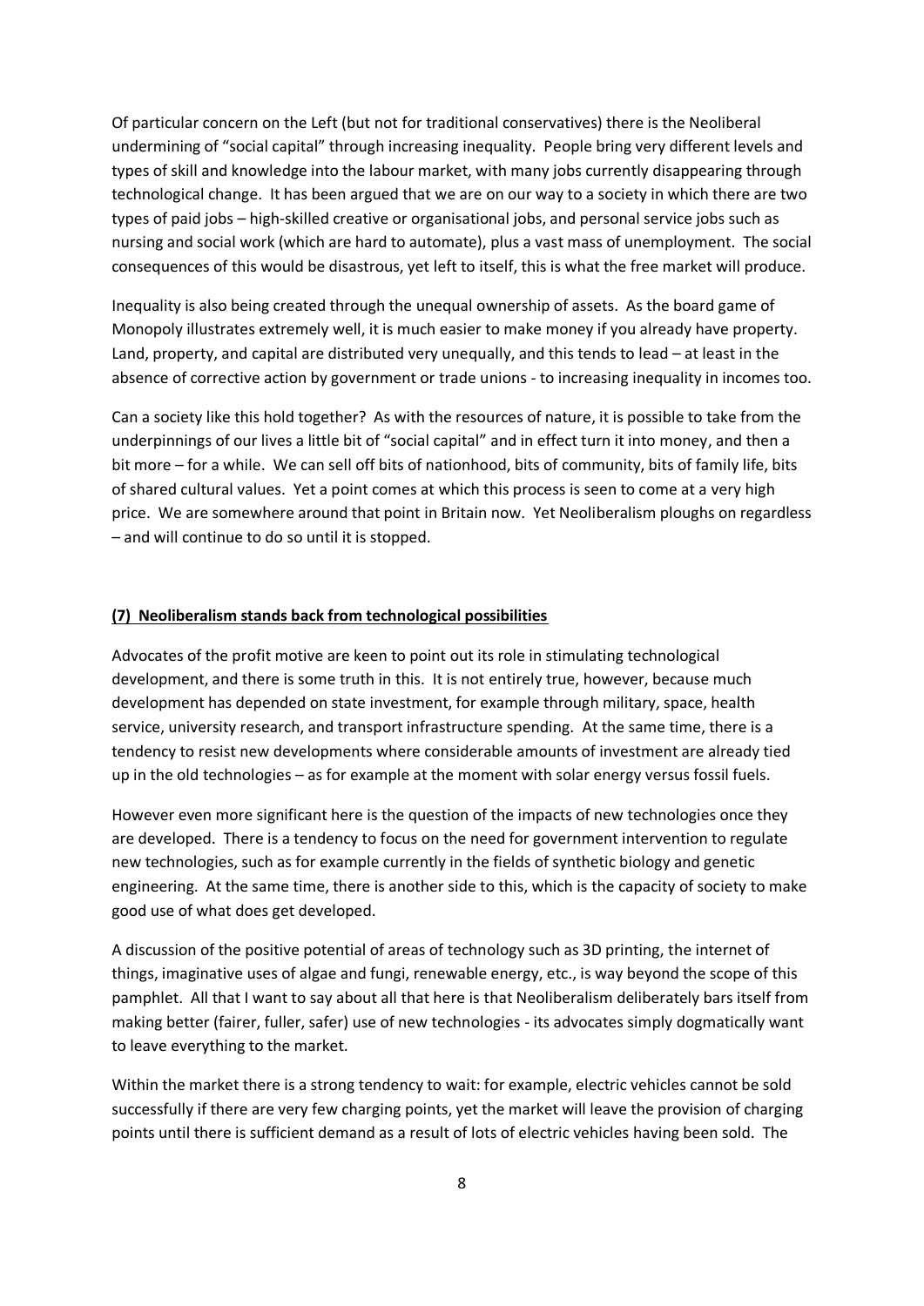Of particular concern on the Left (but not for traditional conservatives) there is the Neoliberal undermining of "social capital" through increasing inequality. People bring very different levels and types of skill and knowledge into the labour market, with many jobs currently disappearing through technological change. It has been argued that we are on our way to a society in which there are two types of paid jobs – high-skilled creative or organisational jobs, and personal service jobs such as nursing and social work (which are hard to automate), plus a vast mass of unemployment. The social consequences of this would be disastrous, yet left to itself, this is what the free market will produce.

Inequality is also being created through the unequal ownership of assets. As the board game of Monopoly illustrates extremely well, it is much easier to make money if you already have property. Land, property, and capital are distributed very unequally, and this tends to lead – at least in the absence of corrective action by government or trade unions - to increasing inequality in incomes too.

Can a society like this hold together? As with the resources of nature, it is possible to take from the underpinnings of our lives a little bit of "social capital" and in effect turn it into money, and then a bit more – for a while. We can sell off bits of nationhood, bits of community, bits of family life, bits of shared cultural values. Yet a point comes at which this process is seen to come at a very high price. We are somewhere around that point in Britain now. Yet Neoliberalism ploughs on regardless – and will continue to do so until it is stopped.

## (7) Neoliberalism stands back from technological possibilities

Advocates of the profit motive are keen to point out its role in stimulating technological development, and there is some truth in this. It is not entirely true, however, because much development has depended on state investment, for example through military, space, health service, university research, and transport infrastructure spending. At the same time, there is a tendency to resist new developments where considerable amounts of investment are already tied up in the old technologies – as for example at the moment with solar energy versus fossil fuels.

However even more significant here is the question of the impacts of new technologies once they are developed. There is a tendency to focus on the need for government intervention to regulate new technologies, such as for example currently in the fields of synthetic biology and genetic engineering. At the same time, there is another side to this, which is the capacity of society to make good use of what does get developed.

A discussion of the positive potential of areas of technology such as 3D printing, the internet of things, imaginative uses of algae and fungi, renewable energy, etc., is way beyond the scope of this pamphlet. All that I want to say about all that here is that Neoliberalism deliberately bars itself from making better (fairer, fuller, safer) use of new technologies - its advocates simply dogmatically want to leave everything to the market.

Within the market there is a strong tendency to wait: for example, electric vehicles cannot be sold successfully if there are very few charging points, yet the market will leave the provision of charging points until there is sufficient demand as a result of lots of electric vehicles having been sold. The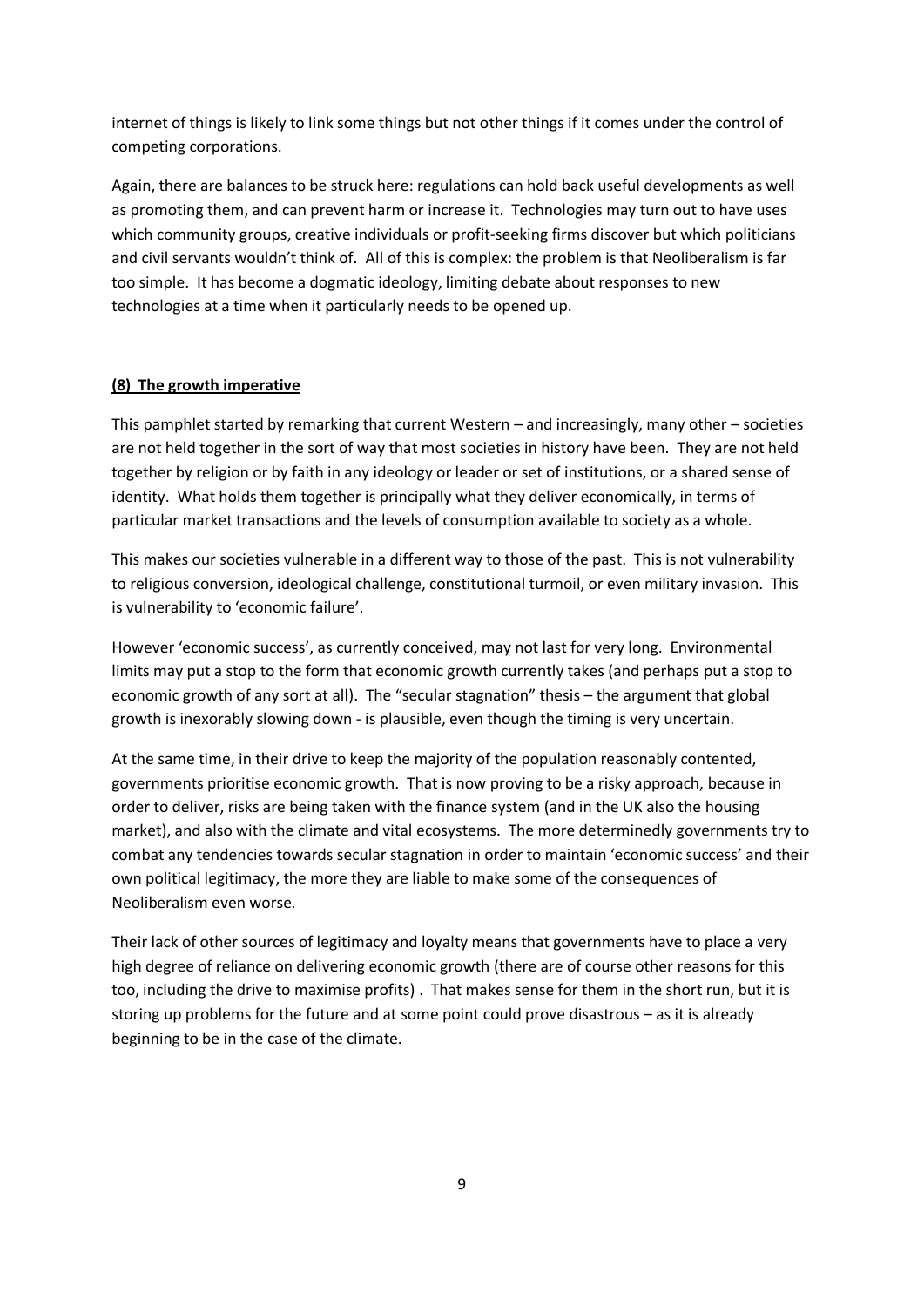internet of things is likely to link some things but not other things if it comes under the control of competing corporations.

Again, there are balances to be struck here: regulations can hold back useful developments as well as promoting them, and can prevent harm or increase it. Technologies may turn out to have uses which community groups, creative individuals or profit-seeking firms discover but which politicians and civil servants wouldn't think of. All of this is complex: the problem is that Neoliberalism is far too simple. It has become a dogmatic ideology, limiting debate about responses to new technologies at a time when it particularly needs to be opened up.

**(8) The growth imperative**

This pamphlet started by remarking that current Western – and increasingly, many other – societies are not held together in the sort of way that most societies in history have been. They are not held together by religion or by faith in any ideology or leader or set of institutions, or a shared sense of identity. What holds them together is principally what they deliver economically, in terms of particular market transactions and the levels of consumption available to society as a whole.

This makes our societies vulnerable in a different way to those of the past. This is not vulnerability to religious conversion, ideological challenge, constitutional turmoil, or even military invasion. This is vulnerability to 'economic failure'.

However 'economic success', as currently conceived, may not last for very long. Environmental limits may put a stop to the form that economic growth currently takes (and perhaps put a stop to economic growth of any sort at all). The "secular stagnation" thesis – the argument that global growth is inexorably slowing down - is plausible, even though the timing is very uncertain.

At the same time, in their drive to keep the majority of the population reasonably contented, governments prioritise economic growth. That is now proving to be a risky approach, because in order to deliver, risks are being taken with the finance system (and in the UK also the housing market), and also with the climate and vital ecosystems. The more determinedly governments try to combat any tendencies towards secular stagnation in order to maintain 'economic success' and their own political legitimacy, the more they are liable to make some of the consequences of Neoliberalism even worse.

Their lack of other sources of legitimacy and loyalty means that governments have to place a very high degree of reliance on delivering economic growth (there are of course other reasons for this too, including the drive to maximise profits) . That makes sense for them in the short run, but it is storing up problems for the future and at some point could prove disastrous – as it is already beginning to be in the case of the climate.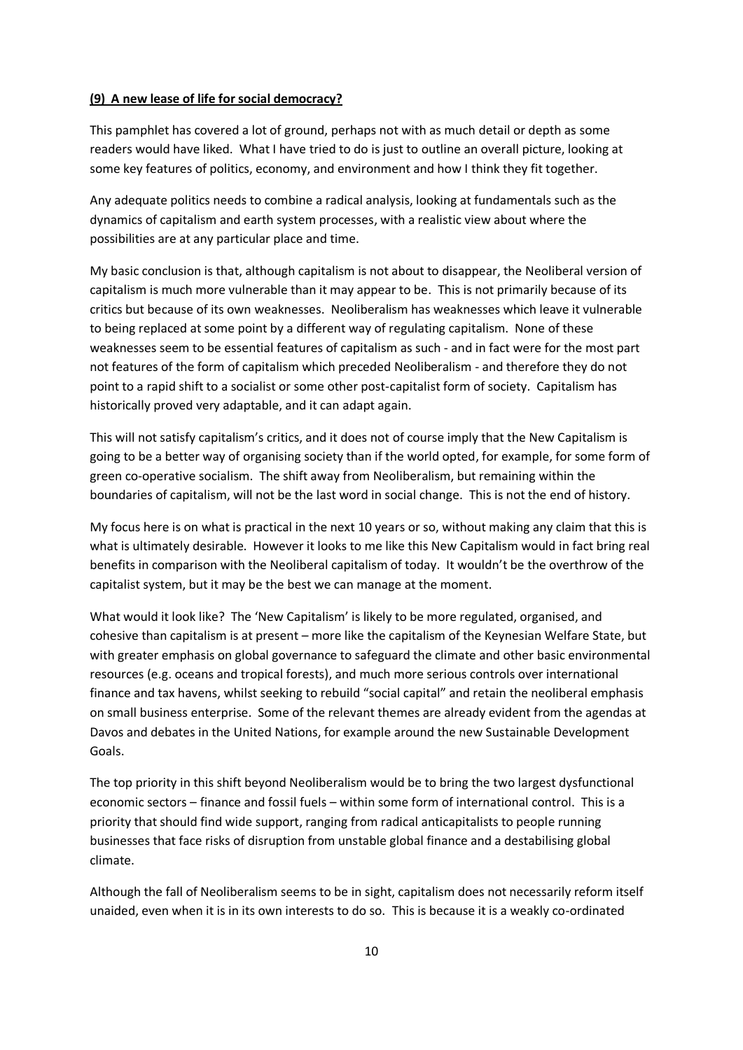## (9) A new lease of life for social democracy?

This pamphlet has covered a lot of ground, perhaps not with as much detail or depth as some readers would have liked. What I have tried to do is just to outline an overall picture, looking at some key features of politics, economy, and environment and how I think they fit together.

Any adequate politics needs to combine a radical analysis, looking at fundamentals such as the dynamics of capitalism and earth system processes, with a realistic view about where the possibilities are at any particular place and time.

My basic conclusion is that, although capitalism is not about to disappear, the Neoliberal version of capitalism is much more vulnerable than it may appear to be. This is not primarily because of its critics but because of its own weaknesses. Neoliberalism has weaknesses which leave it vulnerable to being replaced at some point by a different way of regulating capitalism. None of these weaknesses seem to be essential features of capitalism as such - and in fact were for the most part not features of the form of capitalism which preceded Neoliberalism - and therefore they do not point to a rapid shift to a socialist or some other post-capitalist form of society. Capitalism has historically proved very adaptable, and it can adapt again.

This will not satisfy capitalism's critics, and it does not of course imply that the New Capitalism is going to be a better way of organising society than if the world opted, for example, for some form of green co-operative socialism. The shift away from Neoliberalism, but remaining within the boundaries of capitalism, will not be the last word in social change. This is not the end of history.

My focus here is on what is practical in the next 10 years or so, without making any claim that this is what is ultimately desirable. However it looks to me like this New Capitalism would in fact bring real benefits in comparison with the Neoliberal capitalism of today. It wouldn't be the overthrow of the capitalist system, but it may be the best we can manage at the moment.

What would it look like? The 'New Capitalism' is likely to be more regulated, organised, and cohesive than capitalism is at present – more like the capitalism of the Keynesian Welfare State, but with greater emphasis on global governance to safeguard the climate and other basic environmental resources (e.g. oceans and tropical forests), and much more serious controls over international finance and tax havens, whilst seeking to rebuild "social capital" and retain the neoliberal emphasis on small business enterprise. Some of the relevant themes are already evident from the agendas at Davos and debates in the United Nations, for example around the new Sustainable Development Goals.

The top priority in this shift beyond Neoliberalism would be to bring the two largest dysfunctional economic sectors – finance and fossil fuels – within some form of international control. This is a priority that should find wide support, ranging from radical anticapitalists to people running businesses that face risks of disruption from unstable global finance and a destabilising global climate.

Although the fall of Neoliberalism seems to be in sight, capitalism does not necessarily reform itself unaided, even when it is in its own interests to do so. This is because it is a weakly co-ordinated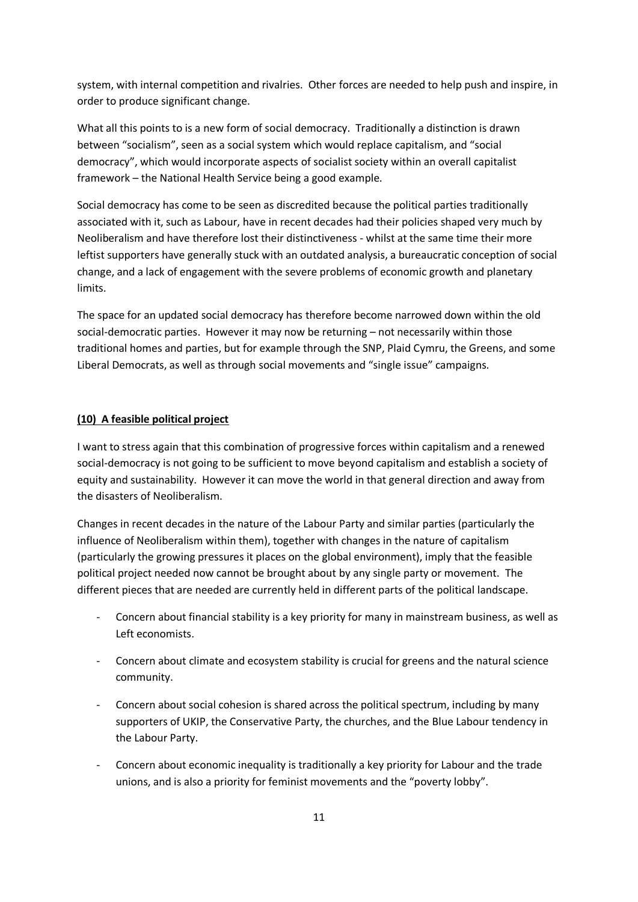system, with internal competition and rivalries. Other forces are needed to help push and inspire, in order to produce significant change.

What all this points to is a new form of social democracy. Traditionally a distinction is drawn between "socialism", seen as a social system which would replace capitalism, and "social democracy", which would incorporate aspects of socialist society within an overall capitalist framework – the National Health Service being a good example.

Social democracy has come to be seen as discredited because the political parties traditionally associated with it, such as Labour, have in recent decades had their policies shaped very much by Neoliberalism and have therefore lost their distinctiveness - whilst at the same time their more leftist supporters have generally stuck with an outdated analysis, a bureaucratic conception of social change, and a lack of engagement with the severe problems of economic growth and planetary limits.

The space for an updated social democracy has therefore become narrowed down within the old social-democratic parties. However it may now be returning – not necessarily within those traditional homes and parties, but for example through the SNP, Plaid Cymru, the Greens, and some Liberal Democrats, as well as through social movements and "single issue" campaigns.

## (10) A feasible political project

I want to stress again that this combination of progressive forces within capitalism and a renewed social-democracy is not going to be sufficient to move beyond capitalism and establish a society of equity and sustainability. However it can move the world in that general direction and away from the disasters of Neoliberalism.

Changes in recent decades in the nature of the Labour Party and similar parties (particularly the influence of Neoliberalism within them), together with changes in the nature of capitalism (particularly the growing pressures it places on the global environment), imply that the feasible political project needed now cannot be brought about by any single party or movement. The different pieces that are needed are currently held in different parts of the political landscape.

- Concern about financial stability is a key priority for many in mainstream business, as well as Left economists.
- Concern about climate and ecosystem stability is crucial for greens and the natural science community.
- Concern about social cohesion is shared across the political spectrum, including by many supporters of UKIP, the Conservative Party, the churches, and the Blue Labour tendency in the Labour Party.
- Concern about economic inequality is traditionally a key priority for Labour and the trade unions, and is also a priority for feminist movements and the "poverty lobby".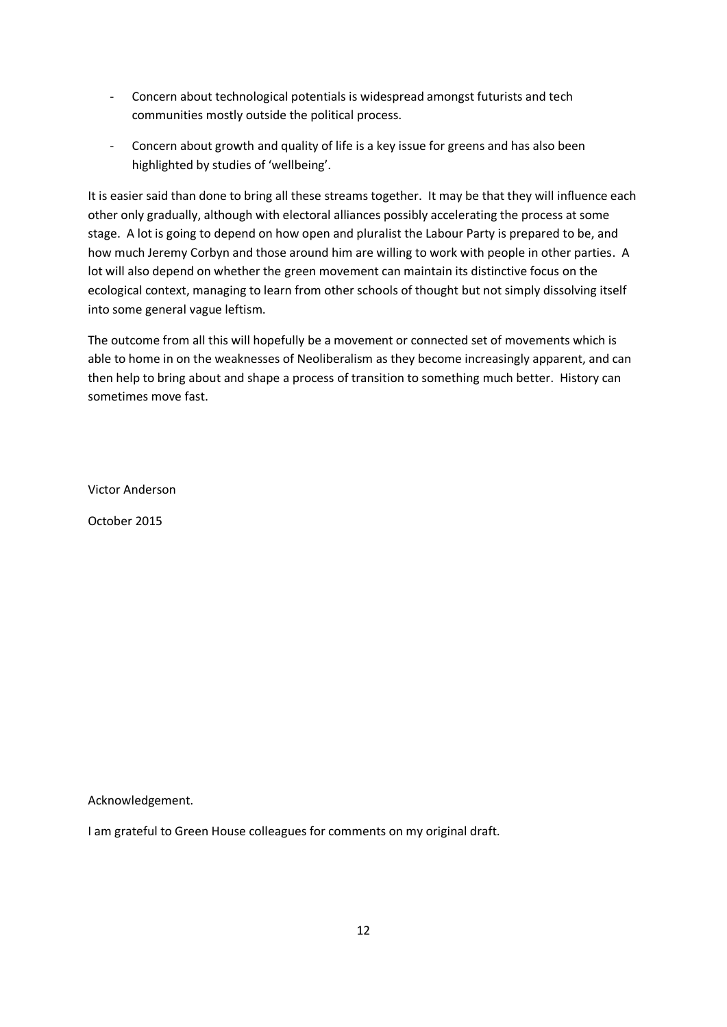- Concern about technological potentials is widespread amongst futurists and tech communities mostly outside the political process.
- Concern about growth and quality of life is a key issue for greens and has also been highlighted by studies of 'wellbeing'.

It is easier said than done to bring all these streams together. It may be that they will influence each other only gradually, although with electoral alliances possibly accelerating the process at some stage. A lot is going to depend on how open and pluralist the Labour Party is prepared to be, and how much Jeremy Corbyn and those around him are willing to work with people in other parties. A lot will also depend on whether the green movement can maintain its distinctive focus on the ecological context, managing to learn from other schools of thought but not simply dissolving itself into some general vague leftism.

The outcome from all this will hopefully be a movement or connected set of movements which is able to home in on the weaknesses of Neoliberalism as they become increasingly apparent, and can then help to bring about and shape a process of transition to something much better. History can sometimes move fast.

Victor Anderson

October 2015

Acknowledgement.

I am grateful to Green House colleagues for comments on my original draft.